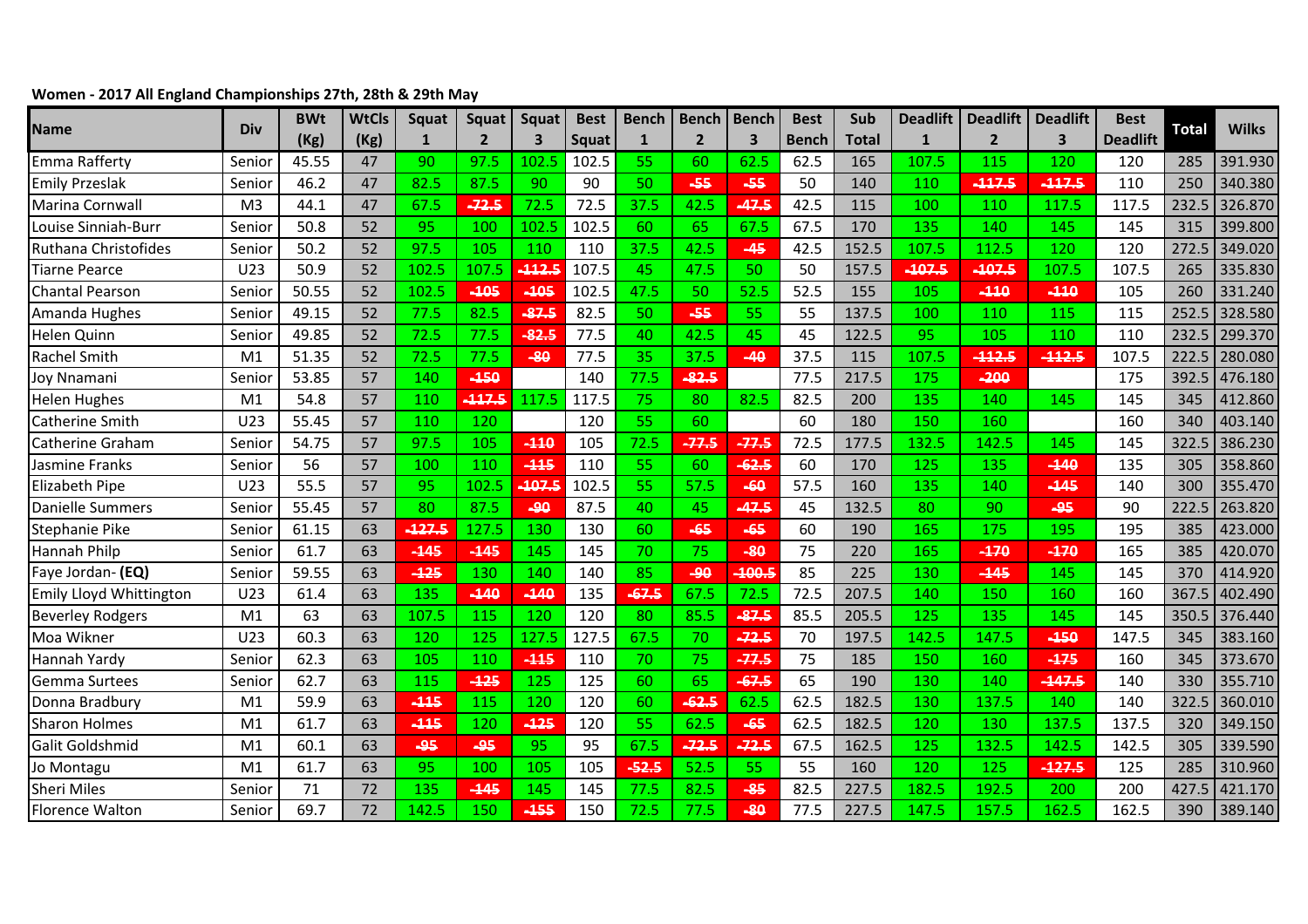**Women - 2017 All England Championships 27th, 28th & 29th May**

| Name | Div | BWt (Kg) | WtCls (Kg) | Squat 1 | Squat 2 | Squat 3 | Best Squat | Bench 1 | Bench 2 | Bench 3 | Best Bench | Sub Total | Deadlift 1 | Deadlift 2 | Deadlift 3 | Best Deadlift | Total | Wilks |
|---|---|---|---|---|---|---|---|---|---|---|---|---|---|---|---|---|---|---|
| Emma Rafferty | Senior | 45.55 | 47 | 90 | 97.5 | 102.5 | 102.5 | 55 | 60 | 62.5 | 62.5 | 165 | 107.5 | 115 | 120 | 120 | 285 | 391.930 |
| Emily Przeslak | Senior | 46.2 | 47 | 82.5 | 87.5 | 90 | 90 | 50 | ~~-55~~ | ~~-55~~ | 50 | 140 | 110 | ~~-117.5~~ | ~~-117.5~~ | 110 | 250 | 340.380 |
| Marina Cornwall | M3 | 44.1 | 47 | 67.5 | ~~-72.5~~ | 72.5 | 72.5 | 37.5 | 42.5 | ~~-47.5~~ | 42.5 | 115 | 100 | 110 | 117.5 | 117.5 | 232.5 | 326.870 |
| Louise Sinniah-Burr | Senior | 50.8 | 52 | 95 | 100 | 102.5 | 102.5 | 60 | 65 | 67.5 | 67.5 | 170 | 135 | 140 | 145 | 145 | 315 | 399.800 |
| Ruthana Christofides | Senior | 50.2 | 52 | 97.5 | 105 | 110 | 110 | 37.5 | 42.5 | ~~-45~~ | 42.5 | 152.5 | 107.5 | 112.5 | 120 | 120 | 272.5 | 349.020 |
| Tiarne Pearce | U23 | 50.9 | 52 | 102.5 | 107.5 | ~~-112.5~~ | 107.5 | 45 | 47.5 | 50 | 50 | 157.5 | ~~-107.5~~ | ~~-107.5~~ | 107.5 | 107.5 | 265 | 335.830 |
| Chantal Pearson | Senior | 50.55 | 52 | 102.5 | ~~-105~~ | ~~-105~~ | 102.5 | 47.5 | 50 | 52.5 | 52.5 | 155 | 105 | ~~-110~~ | ~~-110~~ | 105 | 260 | 331.240 |
| Amanda Hughes | Senior | 49.15 | 52 | 77.5 | 82.5 | ~~-87.5~~ | 82.5 | 50 | ~~-55~~ | 55 | 55 | 137.5 | 100 | 110 | 115 | 115 | 252.5 | 328.580 |
| Helen Quinn | Senior | 49.85 | 52 | 72.5 | 77.5 | ~~-82.5~~ | 77.5 | 40 | 42.5 | 45 | 45 | 122.5 | 95 | 105 | 110 | 110 | 232.5 | 299.370 |
| Rachel Smith | M1 | 51.35 | 52 | 72.5 | 77.5 | ~~-80~~ | 77.5 | 35 | 37.5 | ~~-40~~ | 37.5 | 115 | 107.5 | ~~-112.5~~ | ~~-112.5~~ | 107.5 | 222.5 | 280.080 |
| Joy Nnamani | Senior | 53.85 | 57 | 140 | ~~-150~~ | | 140 | 77.5 | ~~-82.5~~ | | 77.5 | 217.5 | 175 | ~~-200~~ | | 175 | 392.5 | 476.180 |
| Helen Hughes | M1 | 54.8 | 57 | 110 | ~~-117.5~~ | 117.5 | 117.5 | 75 | 80 | 82.5 | 82.5 | 200 | 135 | 140 | 145 | 145 | 345 | 412.860 |
| Catherine Smith | U23 | 55.45 | 57 | 110 | 120 | | 120 | 55 | 60 | | 60 | 180 | 150 | 160 | | 160 | 340 | 403.140 |
| Catherine Graham | Senior | 54.75 | 57 | 97.5 | 105 | ~~-110~~ | 105 | 72.5 | ~~-77.5~~ | ~~-77.5~~ | 72.5 | 177.5 | 132.5 | 142.5 | 145 | 145 | 322.5 | 386.230 |
| Jasmine Franks | Senior | 56 | 57 | 100 | 110 | ~~-115~~ | 110 | 55 | 60 | ~~-62.5~~ | 60 | 170 | 125 | 135 | ~~-140~~ | 135 | 305 | 358.860 |
| Elizabeth Pipe | U23 | 55.5 | 57 | 95 | 102.5 | ~~-107.5~~ | 102.5 | 55 | 57.5 | ~~-60~~ | 57.5 | 160 | 135 | 140 | ~~-145~~ | 140 | 300 | 355.470 |
| Danielle Summers | Senior | 55.45 | 57 | 80 | 87.5 | ~~-90~~ | 87.5 | 40 | 45 | ~~-47.5~~ | 45 | 132.5 | 80 | 90 | ~~-95~~ | 90 | 222.5 | 263.820 |
| Stephanie Pike | Senior | 61.15 | 63 | ~~-127.5~~ | 127.5 | 130 | 130 | 60 | ~~-65~~ | ~~-65~~ | 60 | 190 | 165 | 175 | 195 | 195 | 385 | 423.000 |
| Hannah Philp | Senior | 61.7 | 63 | ~~-145~~ | ~~-145~~ | 145 | 145 | 70 | 75 | ~~-80~~ | 75 | 220 | 165 | ~~-170~~ | ~~-170~~ | 165 | 385 | 420.070 |
| Faye Jordan- **(EQ)** | Senior | 59.55 | 63 | ~~-125~~ | 130 | 140 | 140 | 85 | ~~-90~~ | ~~-100.5~~ | 85 | 225 | 130 | ~~-145~~ | 145 | 145 | 370 | 414.920 |
| Emily Lloyd Whittington | U23 | 61.4 | 63 | 135 | ~~-140~~ | ~~-140~~ | 135 | ~~-67.5~~ | 67.5 | 72.5 | 72.5 | 207.5 | 140 | 150 | 160 | 160 | 367.5 | 402.490 |
| Beverley Rodgers | M1 | 63 | 63 | 107.5 | 115 | 120 | 120 | 80 | 85.5 | ~~-87.5~~ | 85.5 | 205.5 | 125 | 135 | 145 | 145 | 350.5 | 376.440 |
| Moa Wikner | U23 | 60.3 | 63 | 120 | 125 | 127.5 | 127.5 | 67.5 | 70 | ~~-72.5~~ | 70 | 197.5 | 142.5 | 147.5 | ~~-150~~ | 147.5 | 345 | 383.160 |
| Hannah Yardy | Senior | 62.3 | 63 | 105 | 110 | ~~-115~~ | 110 | 70 | 75 | ~~-77.5~~ | 75 | 185 | 150 | 160 | ~~-175~~ | 160 | 345 | 373.670 |
| Gemma Surtees | Senior | 62.7 | 63 | 115 | ~~-125~~ | 125 | 125 | 60 | 65 | ~~-67.5~~ | 65 | 190 | 130 | 140 | ~~-147.5~~ | 140 | 330 | 355.710 |
| Donna Bradbury | M1 | 59.9 | 63 | ~~-115~~ | 115 | 120 | 120 | 60 | ~~-62.5~~ | 62.5 | 62.5 | 182.5 | 130 | 137.5 | 140 | 140 | 322.5 | 360.010 |
| Sharon Holmes | M1 | 61.7 | 63 | ~~-115~~ | 120 | ~~-125~~ | 120 | 55 | 62.5 | ~~-65~~ | 62.5 | 182.5 | 120 | 130 | 137.5 | 137.5 | 320 | 349.150 |
| Galit Goldshmid | M1 | 60.1 | 63 | ~~-95~~ | ~~-95~~ | 95 | 95 | 67.5 | ~~-72.5~~ | ~~-72.5~~ | 67.5 | 162.5 | 125 | 132.5 | 142.5 | 142.5 | 305 | 339.590 |
| Jo Montagu | M1 | 61.7 | 63 | 95 | 100 | 105 | 105 | ~~-52.5~~ | 52.5 | 55 | 55 | 160 | 120 | 125 | ~~-127.5~~ | 125 | 285 | 310.960 |
| Sheri Miles | Senior | 71 | 72 | 135 | ~~-145~~ | 145 | 145 | 77.5 | 82.5 | ~~-85~~ | 82.5 | 227.5 | 182.5 | 192.5 | 200 | 200 | 427.5 | 421.170 |
| Florence Walton | Senior | 69.7 | 72 | 142.5 | 150 | ~~-155~~ | 150 | 72.5 | 77.5 | ~~-80~~ | 77.5 | 227.5 | 147.5 | 157.5 | 162.5 | 162.5 | 390 | 389.140 |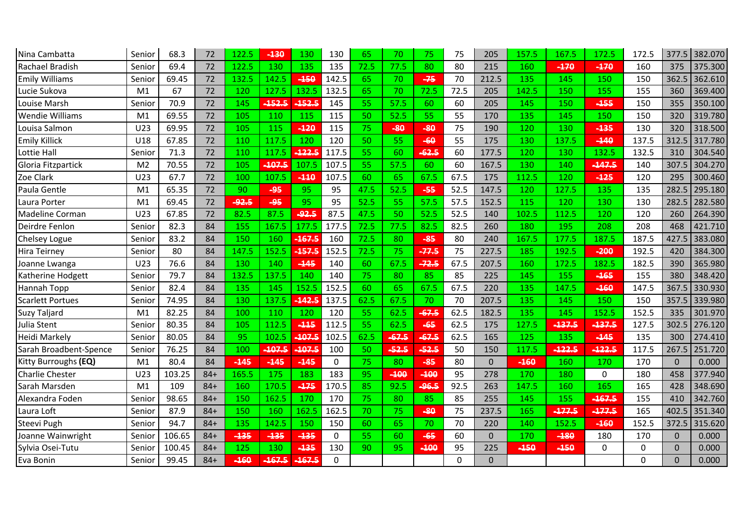| | | | | | | | | | | | | | | | | | | |
|---|---|---|---|---|---|---|---|---|---|---|---|---|---|---|---|---|---|---|
| Nina Cambatta | Senior | 68.3 | 72 | 122.5 | ~~-130~~ | 130 | 130 | 65 | 70 | 75 | 75 | 205 | 157.5 | 167.5 | 172.5 | 172.5 | 377.5 | 382.070 |
| Rachael Bradish | Senior | 69.4 | 72 | 122.5 | 130 | 135 | 135 | 72.5 | 77.5 | 80 | 80 | 215 | 160 | ~~-170~~ | ~~-170~~ | 160 | 375 | 375.300 |
| Emily Williams | Senior | 69.45 | 72 | 132.5 | 142.5 | ~~-150~~ | 142.5 | 65 | 70 | ~~-75~~ | 70 | 212.5 | 135 | 145 | 150 | 150 | 362.5 | 362.610 |
| Lucie Sukova | M1 | 67 | 72 | 120 | 127.5 | 132.5 | 132.5 | 65 | 70 | 72.5 | 72.5 | 205 | 142.5 | 150 | 155 | 155 | 360 | 369.400 |
| Louise Marsh | Senior | 70.9 | 72 | 145 | ~~-152.5~~ | ~~-152.5~~ | 145 | 55 | 57.5 | 60 | 60 | 205 | 145 | 150 | ~~-155~~ | 150 | 355 | 350.100 |
| Wendie Williams | M1 | 69.55 | 72 | 105 | 110 | 115 | 115 | 50 | 52.5 | 55 | 55 | 170 | 135 | 145 | 150 | 150 | 320 | 319.780 |
| Louisa Salmon | U23 | 69.95 | 72 | 105 | 115 | ~~-120~~ | 115 | 75 | ~~-80~~ | ~~-80~~ | 75 | 190 | 120 | 130 | ~~-135~~ | 130 | 320 | 318.500 |
| Emily Killick | U18 | 67.85 | 72 | 110 | 117.5 | 120 | 120 | 50 | 55 | ~~-60~~ | 55 | 175 | 130 | 137.5 | ~~-140~~ | 137.5 | 312.5 | 317.780 |
| Lottie Hall | Senior | 71.3 | 72 | 110 | 117.5 | ~~-122.5~~ | 117.5 | 55 | 60 | ~~-62.5~~ | 60 | 177.5 | 120 | 130 | 132.5 | 132.5 | 310 | 304.540 |
| Gloria Fitzpartick | M2 | 70.55 | 72 | 105 | ~~-107.5~~ | 107.5 | 107.5 | 55 | 57.5 | 60 | 60 | 167.5 | 130 | 140 | ~~-147.5~~ | 140 | 307.5 | 304.270 |
| Zoe Clark | U23 | 67.7 | 72 | 100 | 107.5 | ~~-110~~ | 107.5 | 60 | 65 | 67.5 | 67.5 | 175 | 112.5 | 120 | ~~-125~~ | 120 | 295 | 300.460 |
| Paula Gentle | M1 | 65.35 | 72 | 90 | ~~-95~~ | 95 | 95 | 47.5 | 52.5 | ~~-55~~ | 52.5 | 147.5 | 120 | 127.5 | 135 | 135 | 282.5 | 295.180 |
| Laura Porter | M1 | 69.45 | 72 | ~~-92.5~~ | ~~-95~~ | 95 | 95 | 52.5 | 55 | 57.5 | 57.5 | 152.5 | 115 | 120 | 130 | 130 | 282.5 | 282.580 |
| Madeline Corman | U23 | 67.85 | 72 | 82.5 | 87.5 | ~~-92.5~~ | 87.5 | 47.5 | 50 | 52.5 | 52.5 | 140 | 102.5 | 112.5 | 120 | 120 | 260 | 264.390 |
| Deirdre Fenlon | Senior | 82.3 | 84 | 155 | 167.5 | 177.5 | 177.5 | 72.5 | 77.5 | 82.5 | 82.5 | 260 | 180 | 195 | 208 | 208 | 468 | 421.710 |
| Chelsey Logue | Senior | 83.2 | 84 | 150 | 160 | ~~-167.5~~ | 160 | 72.5 | 80 | ~~-85~~ | 80 | 240 | 167.5 | 177.5 | 187.5 | 187.5 | 427.5 | 383.080 |
| Hira Teirney | Senior | 80 | 84 | 147.5 | 152.5 | ~~-157.5~~ | 152.5 | 72.5 | 75 | ~~-77.5~~ | 75 | 227.5 | 185 | 192.5 | ~~-200~~ | 192.5 | 420 | 384.300 |
| Joanne Lwanga | U23 | 76.6 | 84 | 130 | 140 | ~~-145~~ | 140 | 60 | 67.5 | ~~-72.5~~ | 67.5 | 207.5 | 160 | 172.5 | 182.5 | 182.5 | 390 | 365.980 |
| Katherine Hodgett | Senior | 79.7 | 84 | 132.5 | 137.5 | 140 | 140 | 75 | 80 | 85 | 85 | 225 | 145 | 155 | ~~-165~~ | 155 | 380 | 348.420 |
| Hannah Topp | Senior | 82.4 | 84 | 135 | 145 | 152.5 | 152.5 | 60 | 65 | 67.5 | 67.5 | 220 | 135 | 147.5 | ~~-160~~ | 147.5 | 367.5 | 330.930 |
| Scarlett Portues | Senior | 74.95 | 84 | 130 | 137.5 | ~~-142.5~~ | 137.5 | 62.5 | 67.5 | 70 | 70 | 207.5 | 135 | 145 | 150 | 150 | 357.5 | 339.980 |
| Suzy Taljard | M1 | 82.25 | 84 | 100 | 110 | 120 | 120 | 55 | 62.5 | ~~-67.5~~ | 62.5 | 182.5 | 135 | 145 | 152.5 | 152.5 | 335 | 301.970 |
| Julia Stent | Senior | 80.35 | 84 | 105 | 112.5 | ~~-115~~ | 112.5 | 55 | 62.5 | ~~-65~~ | 62.5 | 175 | 127.5 | ~~-137.5~~ | ~~-137.5~~ | 127.5 | 302.5 | 276.120 |
| Heidi Markely | Senior | 80.05 | 84 | 95 | 102.5 | ~~-107.5~~ | 102.5 | 62.5 | ~~-67.5~~ | ~~-67.5~~ | 62.5 | 165 | 125 | 135 | ~~-145~~ | 135 | 300 | 274.410 |
| Sarah Broadbent-Spence | Senior | 76.25 | 84 | 100 | ~~-107.5~~ | ~~-107.5~~ | 100 | 50 | ~~-52.5~~ | ~~-52.5~~ | 50 | 150 | 117.5 | ~~-122.5~~ | ~~-122.5~~ | 117.5 | 267.5 | 251.720 |
| Kitty Burroughs **(EQ)** | M1 | 80.4 | 84 | ~~-145~~ | ~~-145~~ | ~~-145~~ | 0 | 75 | 80 | ~~-85~~ | 80 | 0 | ~~-160~~ | 160 | 170 | 170 | 0 | 0.000 |
| Charlie Chester | U23 | 103.25 | 84+ | 165.5 | 175 | 183 | 183 | 95 | ~~-100~~ | ~~-100~~ | 95 | 278 | 170 | 180 | 0 | 180 | 458 | 377.940 |
| Sarah Marsden | M1 | 109 | 84+ | 160 | 170.5 | ~~-175~~ | 170.5 | 85 | 92.5 | ~~-96.5~~ | 92.5 | 263 | 147.5 | 160 | 165 | 165 | 428 | 348.690 |
| Alexandra Foden | Senior | 98.65 | 84+ | 150 | 162.5 | 170 | 170 | 75 | 80 | 85 | 85 | 255 | 145 | 155 | ~~-167.5~~ | 155 | 410 | 342.760 |
| Laura Loft | Senior | 87.9 | 84+ | 150 | 160 | 162.5 | 162.5 | 70 | 75 | ~~-80~~ | 75 | 237.5 | 165 | ~~-177.5~~ | ~~-177.5~~ | 165 | 402.5 | 351.340 |
| Steevi Pugh | Senior | 94.7 | 84+ | 135 | 142.5 | 150 | 150 | 60 | 65 | 70 | 70 | 220 | 140 | 152.5 | ~~-160~~ | 152.5 | 372.5 | 315.620 |
| Joanne Wainwright | Senior | 106.65 | 84+ | ~~-135~~ | ~~-135~~ | ~~-135~~ | 0 | 55 | 60 | ~~-65~~ | 60 | 0 | 170 | ~~-180~~ | 180 | 170 | 0 | 0.000 |
| Sylvia Osei-Tutu | Senior | 100.45 | 84+ | 125 | 130 | ~~-135~~ | 130 | 90 | 95 | ~~-100~~ | 95 | 225 | ~~-150~~ | ~~-150~~ | 0 | 0 | 0 | 0.000 |
| Eva Bonin | Senior | 99.45 | 84+ | ~~-160~~ | ~~-167.5~~ | ~~-167.5~~ | 0 | | | | 0 | 0 | | | | 0 | 0 | 0.000 |